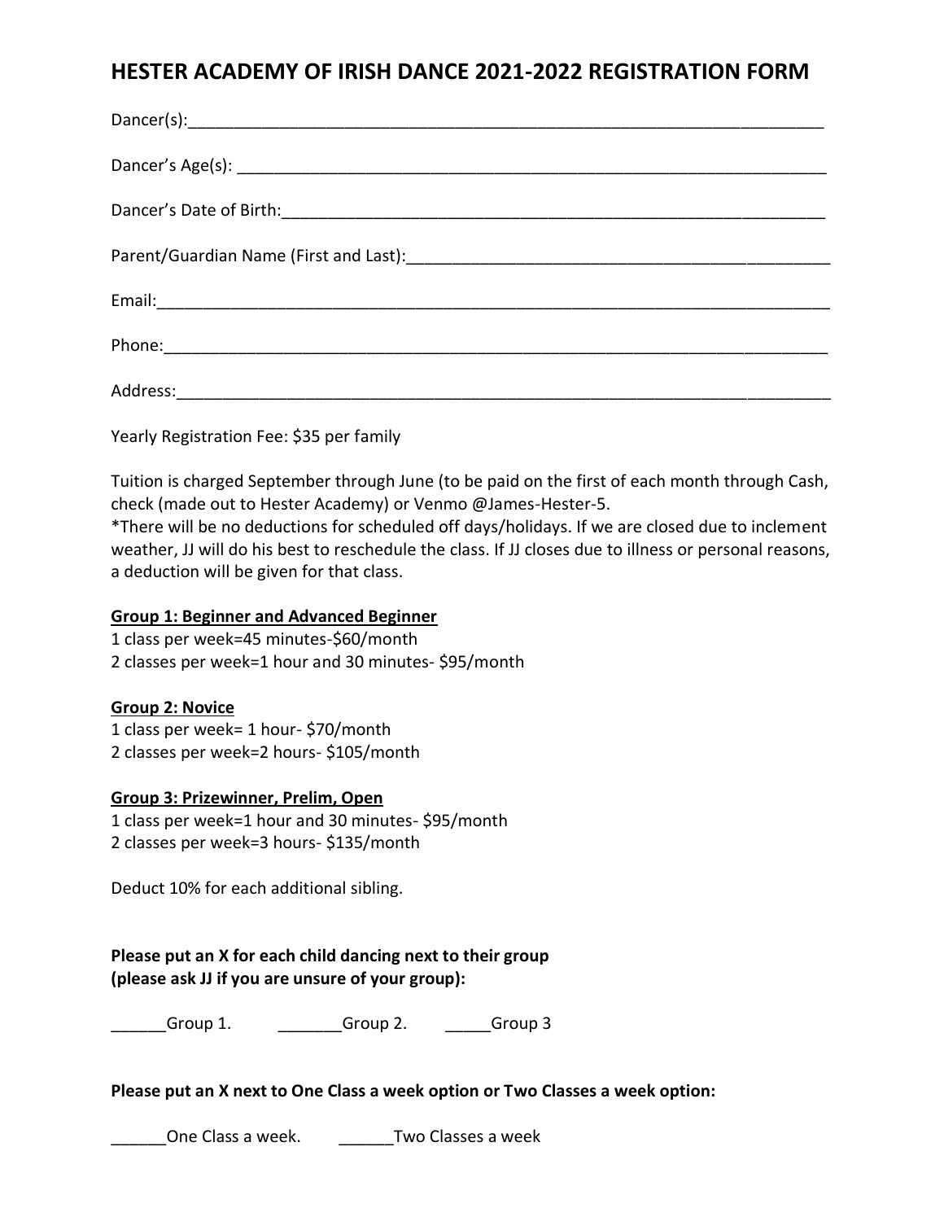# HESTER ACADEMY OF IRISH DANCE 2021-2022 REGISTRATION FORM

Dancer(s):_______________________________________________________________________

Dancer's Age(s): _________________________________________________________________

Dancer's Date of Birth:____________________________________________________________

Parent/Guardian Name (First and Last):______________________________________________

Email:__________________________________________________________________________

Phone:__________________________________________________________________________

Address:________________________________________________________________________

Yearly Registration Fee: $35 per family

Tuition is charged September through June (to be paid on the first of each month through Cash, check (made out to Hester Academy) or Venmo @James-Hester-5.
*There will be no deductions for scheduled off days/holidays. If we are closed due to inclement weather, JJ will do his best to reschedule the class. If JJ closes due to illness or personal reasons, a deduction will be given for that class.

**Group 1: Beginner and Advanced Beginner**
1 class per week=45 minutes-$60/month
2 classes per week=1 hour and 30 minutes- $95/month

**Group 2: Novice**
1 class per week= 1 hour- $70/month
2 classes per week=2 hours- $105/month

**Group 3: Prizewinner, Prelim, Open**
1 class per week=1 hour and 30 minutes- $95/month
2 classes per week=3 hours- $135/month

Deduct 10% for each additional sibling.

**Please put an X for each child dancing next to their group (please ask JJ if you are unsure of your group):**

______Group 1. _______Group 2. _____Group 3

**Please put an X next to One Class a week option or Two Classes a week option:**

______One Class a week. ______Two Classes a week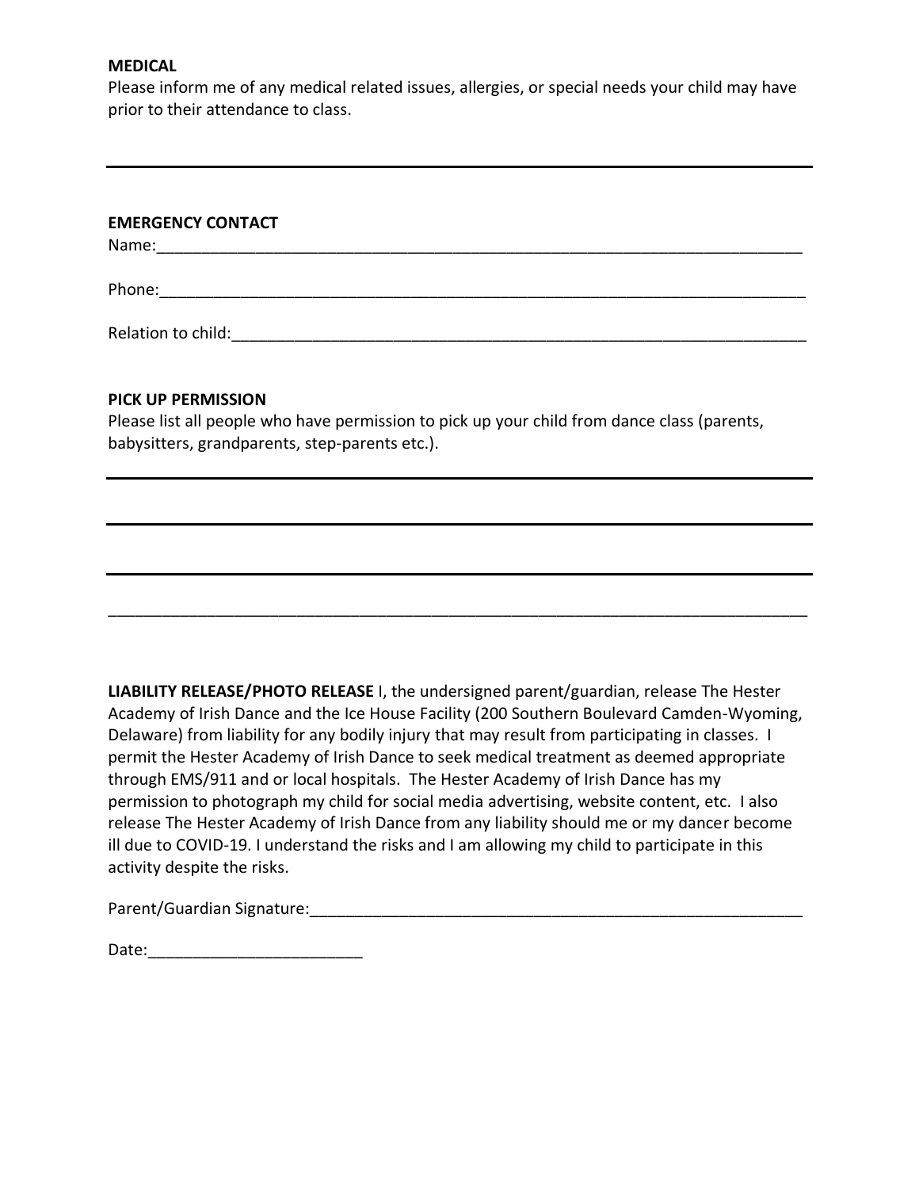**MEDICAL**

Please inform me of any medical related issues, allergies, or special needs your child may have prior to their attendance to class.

---

**EMERGENCY CONTACT**

Name:_____________________________________________________________________________

Phone:____________________________________________________________________________

Relation to child:__________________________________________________________________

**PICK UP PERMISSION**

Please list all people who have permission to pick up your child from dance class (parents, babysitters, grandparents, step-parents etc.).

---

---

---

_____________________________________________________________________________________

**LIABILITY RELEASE/PHOTO RELEASE** I, the undersigned parent/guardian, release The Hester Academy of Irish Dance and the Ice House Facility (200 Southern Boulevard Camden-Wyoming, Delaware) from liability for any bodily injury that may result from participating in classes. I permit the Hester Academy of Irish Dance to seek medical treatment as deemed appropriate through EMS/911 and or local hospitals. The Hester Academy of Irish Dance has my permission to photograph my child for social media advertising, website content, etc. I also release The Hester Academy of Irish Dance from any liability should me or my dancer become ill due to COVID-19. I understand the risks and I am allowing my child to participate in this activity despite the risks.

Parent/Guardian Signature:___________________________________________________________

Date:________________________